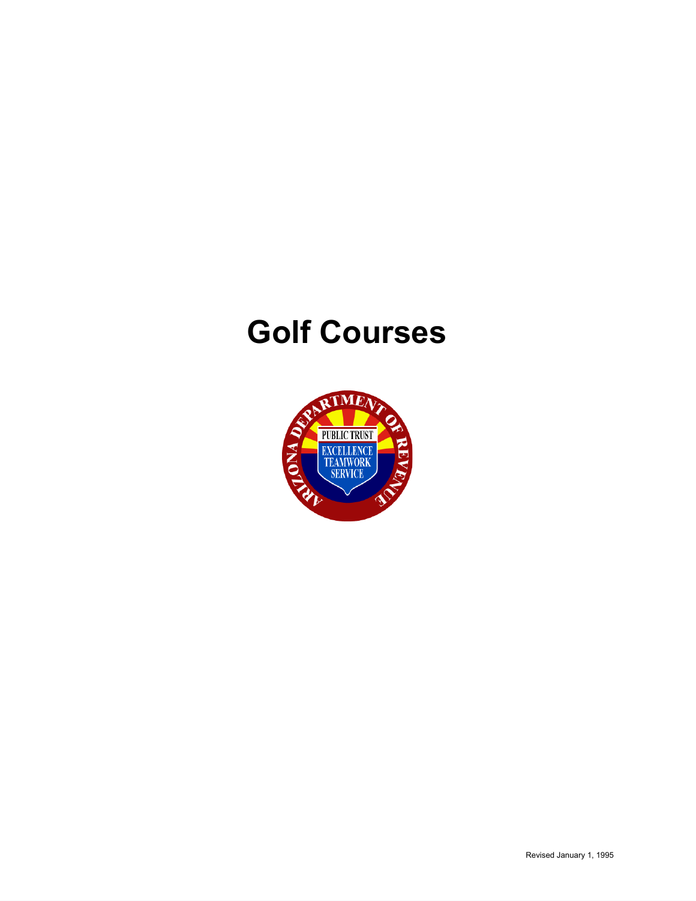# Golf Courses

Revised January 1, 1995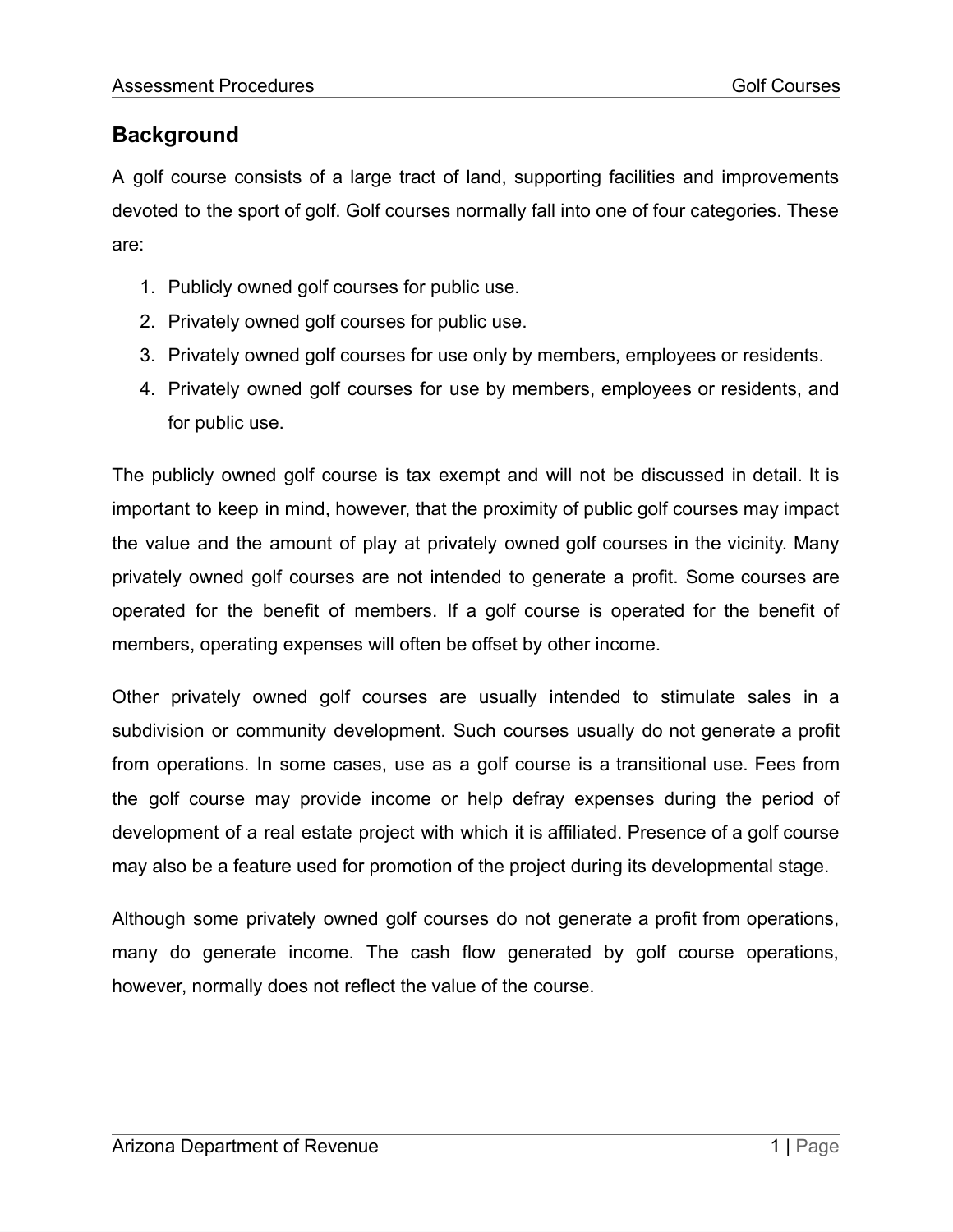## Background

A golf course consists of a large tract of land, supporting facilities and improvements devoted to the sport of golf. Golf courses normally fall into one of four categories. These are:

1. Publicly owned golf courses for public use.
2. Privately owned golf courses for public use.
3. Privately owned golf courses for use only by members, employees or residents.
4. Privately owned golf courses for use by members, employees or residents, and for public use.

The publicly owned golf course is tax exempt and will not be discussed in detail. It is important to keep in mind, however, that the proximity of public golf courses may impact the value and the amount of play at privately owned golf courses in the vicinity. Many privately owned golf courses are not intended to generate a profit. Some courses are operated for the benefit of members. If a golf course is operated for the benefit of members, operating expenses will often be offset by other income.

Other privately owned golf courses are usually intended to stimulate sales in a subdivision or community development. Such courses usually do not generate a profit from operations. In some cases, use as a golf course is a transitional use. Fees from the golf course may provide income or help defray expenses during the period of development of a real estate project with which it is affiliated. Presence of a golf course may also be a feature used for promotion of the project during its developmental stage.

Although some privately owned golf courses do not generate a profit from operations, many do generate income. The cash flow generated by golf course operations, however, normally does not reflect the value of the course.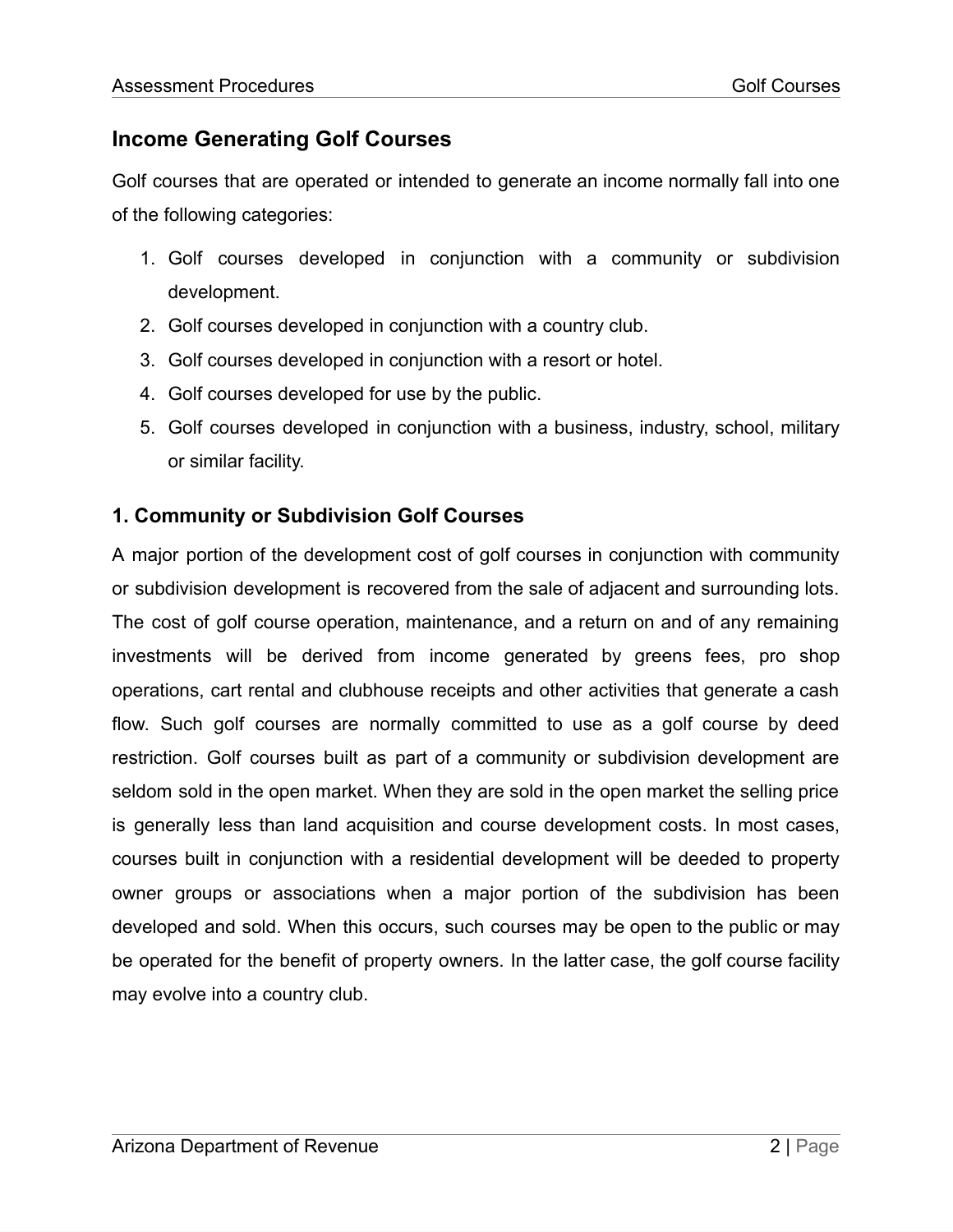## Income Generating Golf Courses

Golf courses that are operated or intended to generate an income normally fall into one of the following categories:

1. Golf courses developed in conjunction with a community or subdivision development.
2. Golf courses developed in conjunction with a country club.
3. Golf courses developed in conjunction with a resort or hotel.
4. Golf courses developed for use by the public.
5. Golf courses developed in conjunction with a business, industry, school, military or similar facility.

### 1. Community or Subdivision Golf Courses

A major portion of the development cost of golf courses in conjunction with community or subdivision development is recovered from the sale of adjacent and surrounding lots. The cost of golf course operation, maintenance, and a return on and of any remaining investments will be derived from income generated by greens fees, pro shop operations, cart rental and clubhouse receipts and other activities that generate a cash flow. Such golf courses are normally committed to use as a golf course by deed restriction. Golf courses built as part of a community or subdivision development are seldom sold in the open market. When they are sold in the open market the selling price is generally less than land acquisition and course development costs. In most cases, courses built in conjunction with a residential development will be deeded to property owner groups or associations when a major portion of the subdivision has been developed and sold. When this occurs, such courses may be open to the public or may be operated for the benefit of property owners. In the latter case, the golf course facility may evolve into a country club.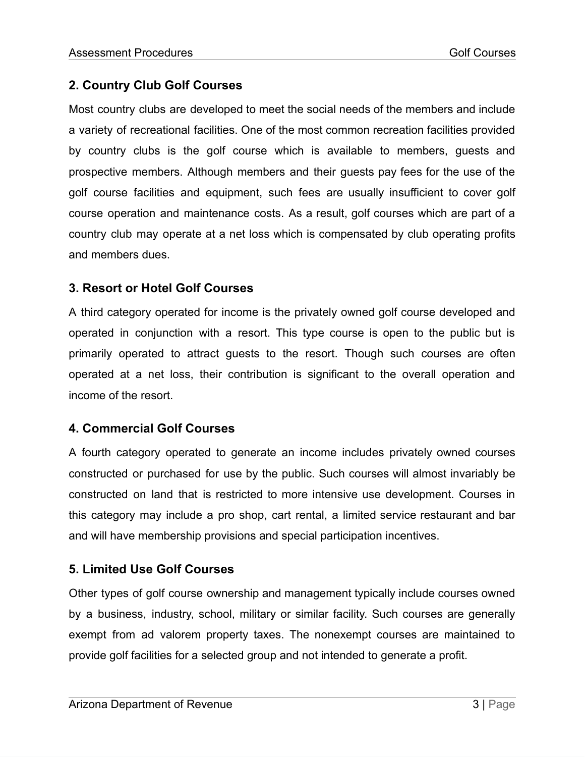## 2. Country Club Golf Courses

Most country clubs are developed to meet the social needs of the members and include a variety of recreational facilities. One of the most common recreation facilities provided by country clubs is the golf course which is available to members, guests and prospective members. Although members and their guests pay fees for the use of the golf course facilities and equipment, such fees are usually insufficient to cover golf course operation and maintenance costs. As a result, golf courses which are part of a country club may operate at a net loss which is compensated by club operating profits and members dues.

## 3. Resort or Hotel Golf Courses

A third category operated for income is the privately owned golf course developed and operated in conjunction with a resort. This type course is open to the public but is primarily operated to attract guests to the resort. Though such courses are often operated at a net loss, their contribution is significant to the overall operation and income of the resort.

## 4. Commercial Golf Courses

A fourth category operated to generate an income includes privately owned courses constructed or purchased for use by the public. Such courses will almost invariably be constructed on land that is restricted to more intensive use development. Courses in this category may include a pro shop, cart rental, a limited service restaurant and bar and will have membership provisions and special participation incentives.

## 5. Limited Use Golf Courses

Other types of golf course ownership and management typically include courses owned by a business, industry, school, military or similar facility. Such courses are generally exempt from ad valorem property taxes. The nonexempt courses are maintained to provide golf facilities for a selected group and not intended to generate a profit.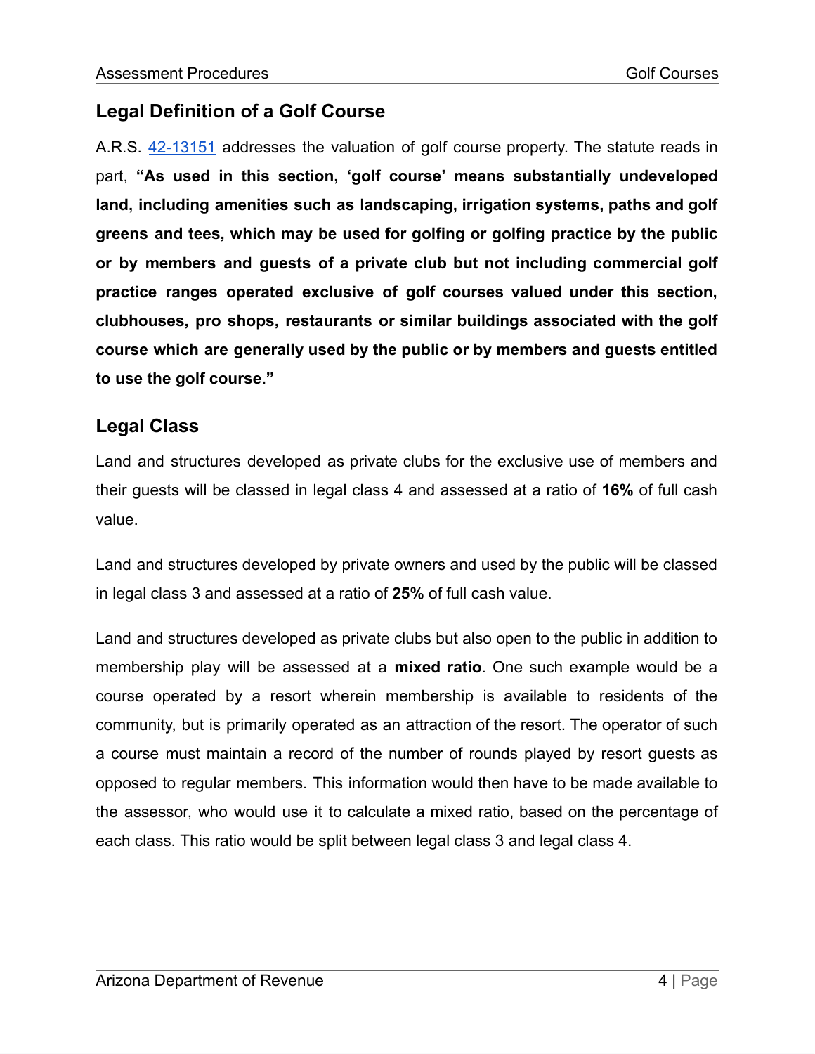## Legal Definition of a Golf Course

A.R.S. [42-13151](42-13151) addresses the valuation of golf course property. The statute reads in part, **"As used in this section, 'golf course' means substantially undeveloped land, including amenities such as landscaping, irrigation systems, paths and golf greens and tees, which may be used for golfing or golfing practice by the public or by members and guests of a private club but not including commercial golf practice ranges operated exclusive of golf courses valued under this section, clubhouses, pro shops, restaurants or similar buildings associated with the golf course which are generally used by the public or by members and guests entitled to use the golf course."**

## Legal Class

Land and structures developed as private clubs for the exclusive use of members and their guests will be classed in legal class 4 and assessed at a ratio of **16%** of full cash value.

Land and structures developed by private owners and used by the public will be classed in legal class 3 and assessed at a ratio of **25%** of full cash value.

Land and structures developed as private clubs but also open to the public in addition to membership play will be assessed at a **mixed ratio**. One such example would be a course operated by a resort wherein membership is available to residents of the community, but is primarily operated as an attraction of the resort. The operator of such a course must maintain a record of the number of rounds played by resort guests as opposed to regular members. This information would then have to be made available to the assessor, who would use it to calculate a mixed ratio, based on the percentage of each class. This ratio would be split between legal class 3 and legal class 4.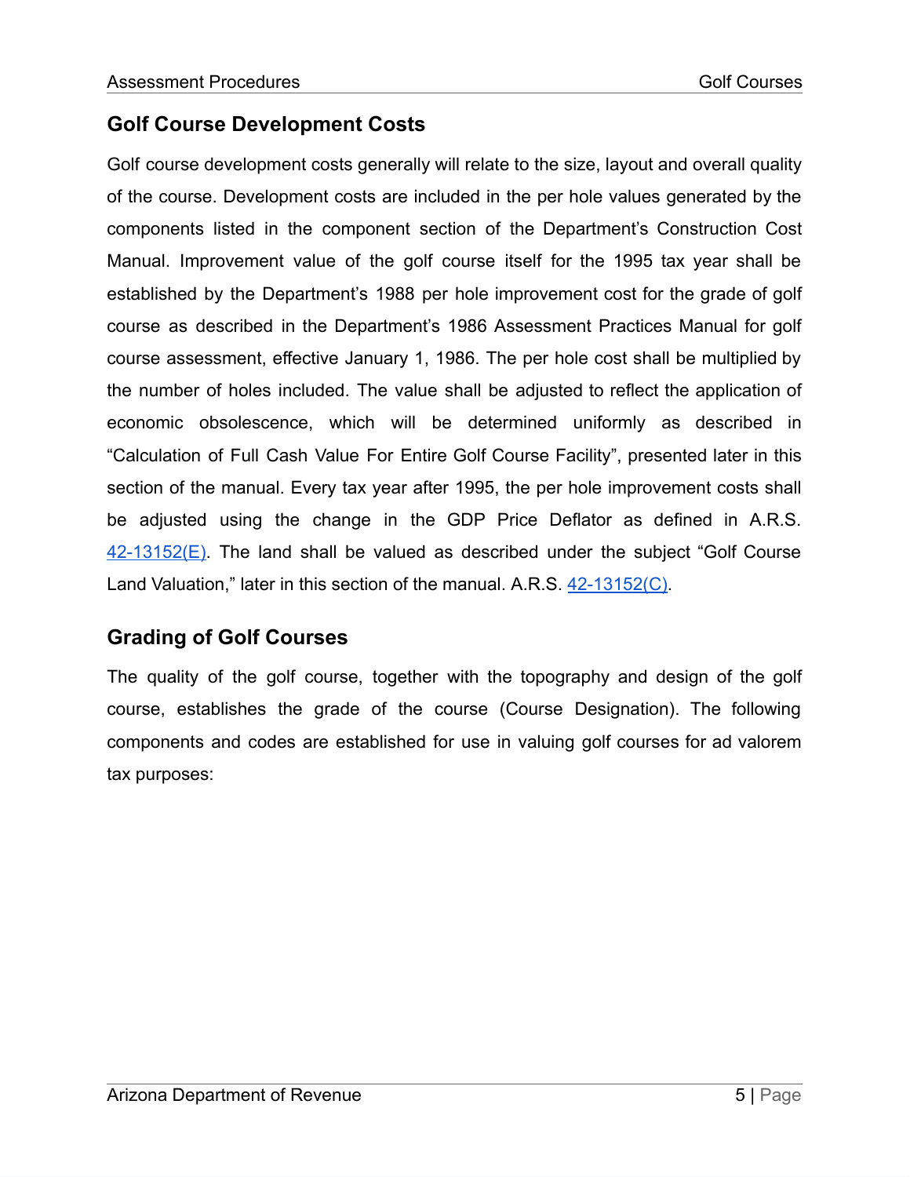## Golf Course Development Costs

Golf course development costs generally will relate to the size, layout and overall quality of the course. Development costs are included in the per hole values generated by the components listed in the component section of the Department's Construction Cost Manual. Improvement value of the golf course itself for the 1995 tax year shall be established by the Department's 1988 per hole improvement cost for the grade of golf course as described in the Department's 1986 Assessment Practices Manual for golf course assessment, effective January 1, 1986. The per hole cost shall be multiplied by the number of holes included. The value shall be adjusted to reflect the application of economic obsolescence, which will be determined uniformly as described in "Calculation of Full Cash Value For Entire Golf Course Facility", presented later in this section of the manual. Every tax year after 1995, the per hole improvement costs shall be adjusted using the change in the GDP Price Deflator as defined in A.R.S. 42-13152(E). The land shall be valued as described under the subject "Golf Course Land Valuation," later in this section of the manual. A.R.S. 42-13152(C).

## Grading of Golf Courses

The quality of the golf course, together with the topography and design of the golf course, establishes the grade of the course (Course Designation). The following components and codes are established for use in valuing golf courses for ad valorem tax purposes: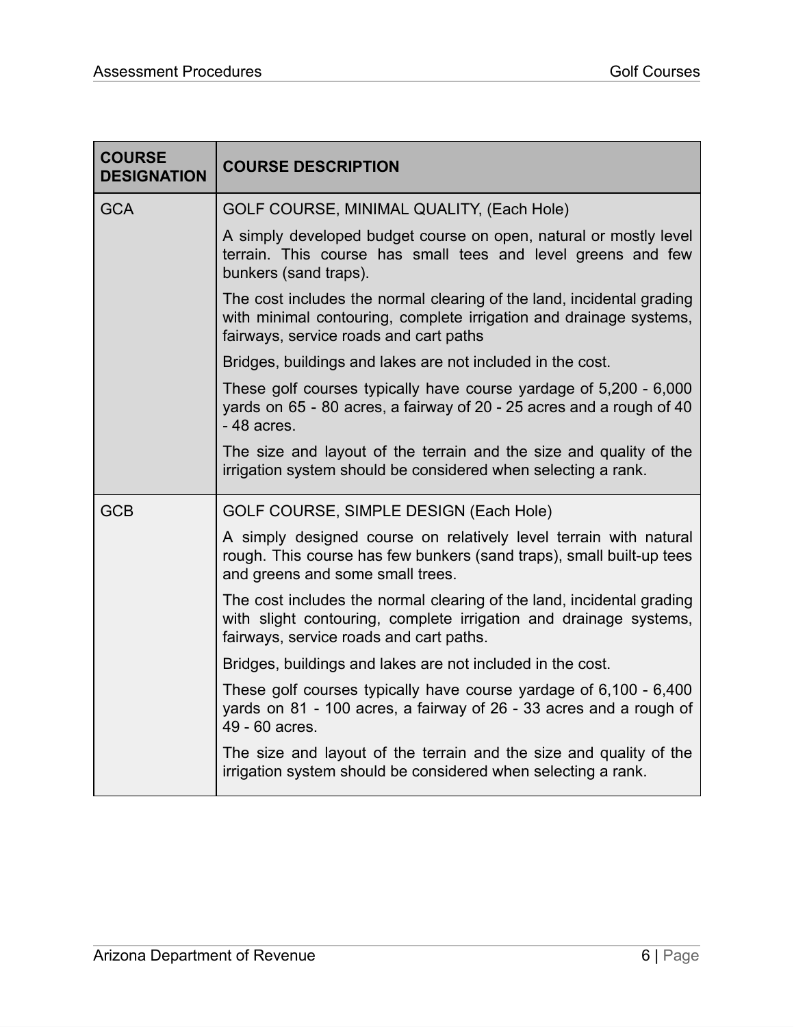| COURSE DESIGNATION | COURSE DESCRIPTION |
|---|---|
| GCA | GOLF COURSE, MINIMAL QUALITY, (Each Hole)<br><br>A simply developed budget course on open, natural or mostly level terrain. This course has small tees and level greens and few bunkers (sand traps).<br><br>The cost includes the normal clearing of the land, incidental grading with minimal contouring, complete irrigation and drainage systems, fairways, service roads and cart paths<br><br>Bridges, buildings and lakes are not included in the cost.<br><br>These golf courses typically have course yardage of 5,200 - 6,000 yards on 65 - 80 acres, a fairway of 20 - 25 acres and a rough of 40 - 48 acres.<br><br>The size and layout of the terrain and the size and quality of the irrigation system should be considered when selecting a rank. |
| GCB | GOLF COURSE, SIMPLE DESIGN (Each Hole)<br><br>A simply designed course on relatively level terrain with natural rough. This course has few bunkers (sand traps), small built-up tees and greens and some small trees.<br><br>The cost includes the normal clearing of the land, incidental grading with slight contouring, complete irrigation and drainage systems, fairways, service roads and cart paths.<br><br>Bridges, buildings and lakes are not included in the cost.<br><br>These golf courses typically have course yardage of 6,100 - 6,400 yards on 81 - 100 acres, a fairway of 26 - 33 acres and a rough of 49 - 60 acres.<br><br>The size and layout of the terrain and the size and quality of the irrigation system should be considered when selecting a rank. |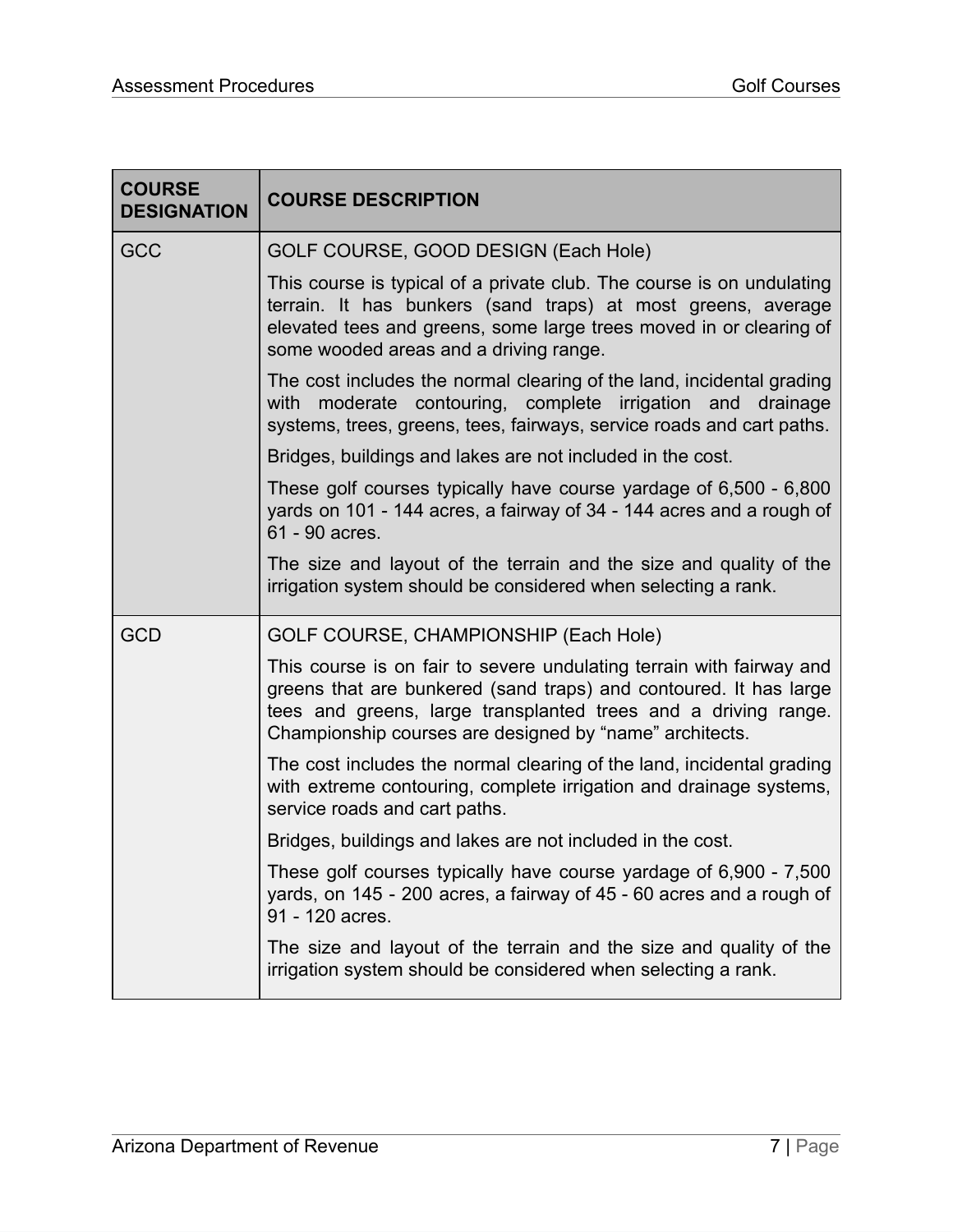| COURSE DESIGNATION | COURSE DESCRIPTION |
|---|---|
| GCC | GOLF COURSE, GOOD DESIGN (Each Hole)<br><br>This course is typical of a private club. The course is on undulating terrain. It has bunkers (sand traps) at most greens, average elevated tees and greens, some large trees moved in or clearing of some wooded areas and a driving range.<br><br>The cost includes the normal clearing of the land, incidental grading with moderate contouring, complete irrigation and drainage systems, trees, greens, tees, fairways, service roads and cart paths.<br><br>Bridges, buildings and lakes are not included in the cost.<br><br>These golf courses typically have course yardage of 6,500 - 6,800 yards on 101 - 144 acres, a fairway of 34 - 144 acres and a rough of 61 - 90 acres.<br><br>The size and layout of the terrain and the size and quality of the irrigation system should be considered when selecting a rank. |
| GCD | GOLF COURSE, CHAMPIONSHIP (Each Hole)<br><br>This course is on fair to severe undulating terrain with fairway and greens that are bunkered (sand traps) and contoured. It has large tees and greens, large transplanted trees and a driving range. Championship courses are designed by "name" architects.<br><br>The cost includes the normal clearing of the land, incidental grading with extreme contouring, complete irrigation and drainage systems, service roads and cart paths.<br><br>Bridges, buildings and lakes are not included in the cost.<br><br>These golf courses typically have course yardage of 6,900 - 7,500 yards, on 145 - 200 acres, a fairway of 45 - 60 acres and a rough of 91 - 120 acres.<br><br>The size and layout of the terrain and the size and quality of the irrigation system should be considered when selecting a rank. |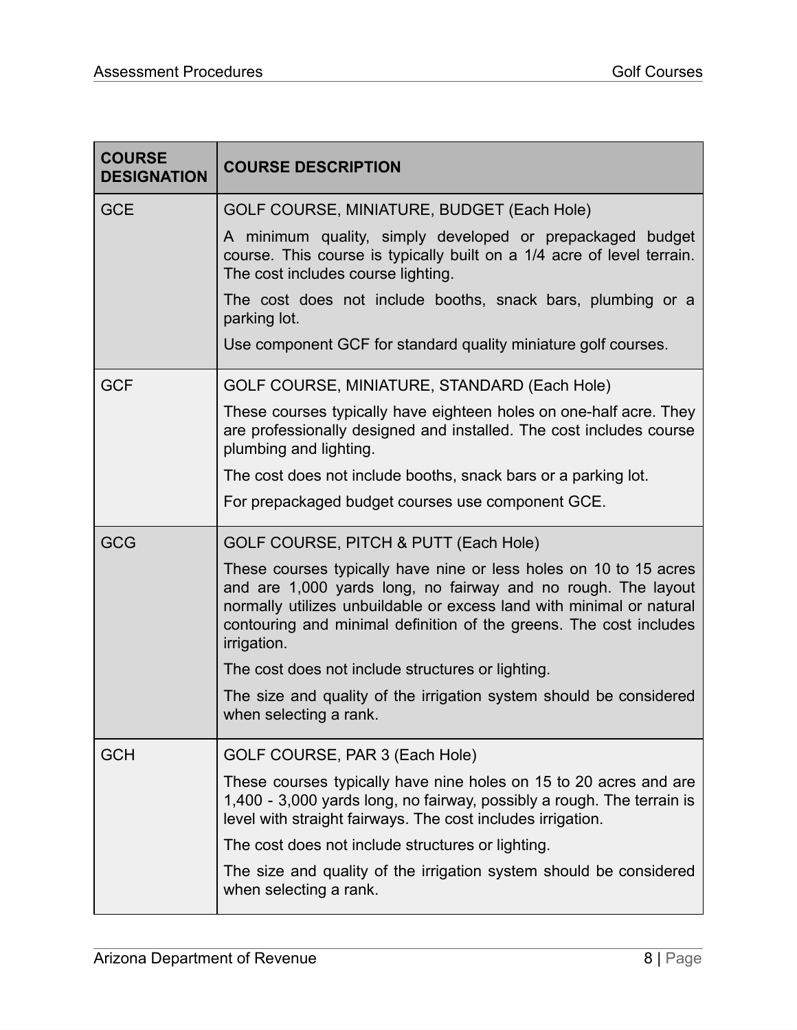| COURSE DESIGNATION | COURSE DESCRIPTION |
|---|---|
| GCE | GOLF COURSE, MINIATURE, BUDGET (Each Hole)<br><br>A minimum quality, simply developed or prepackaged budget course. This course is typically built on a 1/4 acre of level terrain. The cost includes course lighting.<br><br>The cost does not include booths, snack bars, plumbing or a parking lot.<br><br>Use component GCF for standard quality miniature golf courses. |
| GCF | GOLF COURSE, MINIATURE, STANDARD (Each Hole)<br><br>These courses typically have eighteen holes on one-half acre. They are professionally designed and installed. The cost includes course plumbing and lighting.<br><br>The cost does not include booths, snack bars or a parking lot.<br><br>For prepackaged budget courses use component GCE. |
| GCG | GOLF COURSE, PITCH & PUTT (Each Hole)<br><br>These courses typically have nine or less holes on 10 to 15 acres and are 1,000 yards long, no fairway and no rough. The layout normally utilizes unbuildable or excess land with minimal or natural contouring and minimal definition of the greens. The cost includes irrigation.<br><br>The cost does not include structures or lighting.<br><br>The size and quality of the irrigation system should be considered when selecting a rank. |
| GCH | GOLF COURSE, PAR 3 (Each Hole)<br><br>These courses typically have nine holes on 15 to 20 acres and are 1,400 - 3,000 yards long, no fairway, possibly a rough. The terrain is level with straight fairways. The cost includes irrigation.<br><br>The cost does not include structures or lighting.<br><br>The size and quality of the irrigation system should be considered when selecting a rank. |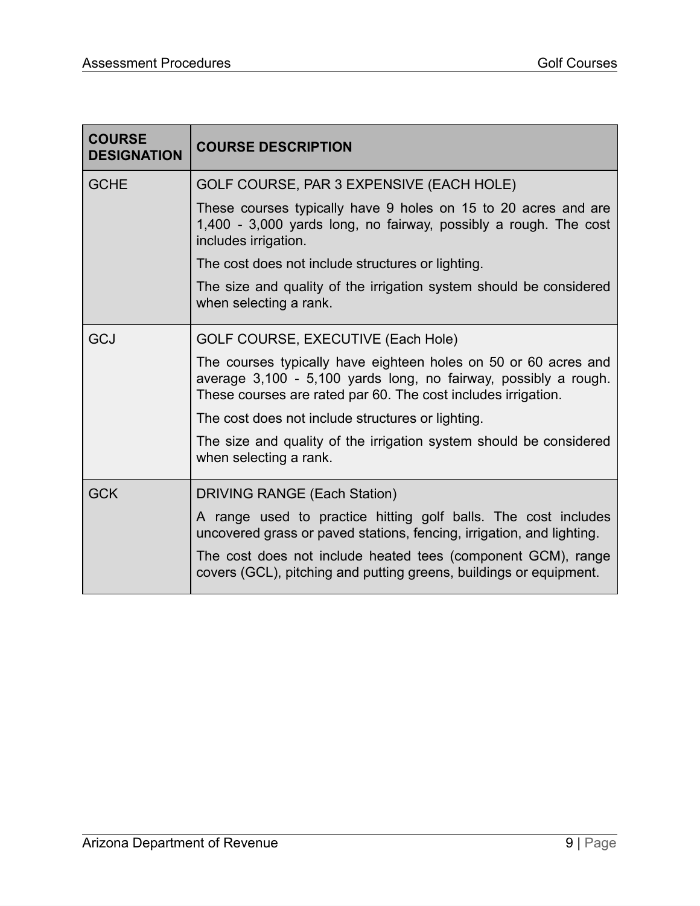| COURSE DESIGNATION | COURSE DESCRIPTION |
|---|---|
| GCHE | GOLF COURSE, PAR 3 EXPENSIVE (EACH HOLE)<br><br>These courses typically have 9 holes on 15 to 20 acres and are 1,400 - 3,000 yards long, no fairway, possibly a rough. The cost includes irrigation.<br><br>The cost does not include structures or lighting.<br><br>The size and quality of the irrigation system should be considered when selecting a rank. |
| GCJ | GOLF COURSE, EXECUTIVE (Each Hole)<br><br>The courses typically have eighteen holes on 50 or 60 acres and average 3,100 - 5,100 yards long, no fairway, possibly a rough. These courses are rated par 60. The cost includes irrigation.<br><br>The cost does not include structures or lighting.<br><br>The size and quality of the irrigation system should be considered when selecting a rank. |
| GCK | DRIVING RANGE (Each Station)<br><br>A range used to practice hitting golf balls. The cost includes uncovered grass or paved stations, fencing, irrigation, and lighting.<br><br>The cost does not include heated tees (component GCM), range covers (GCL), pitching and putting greens, buildings or equipment. |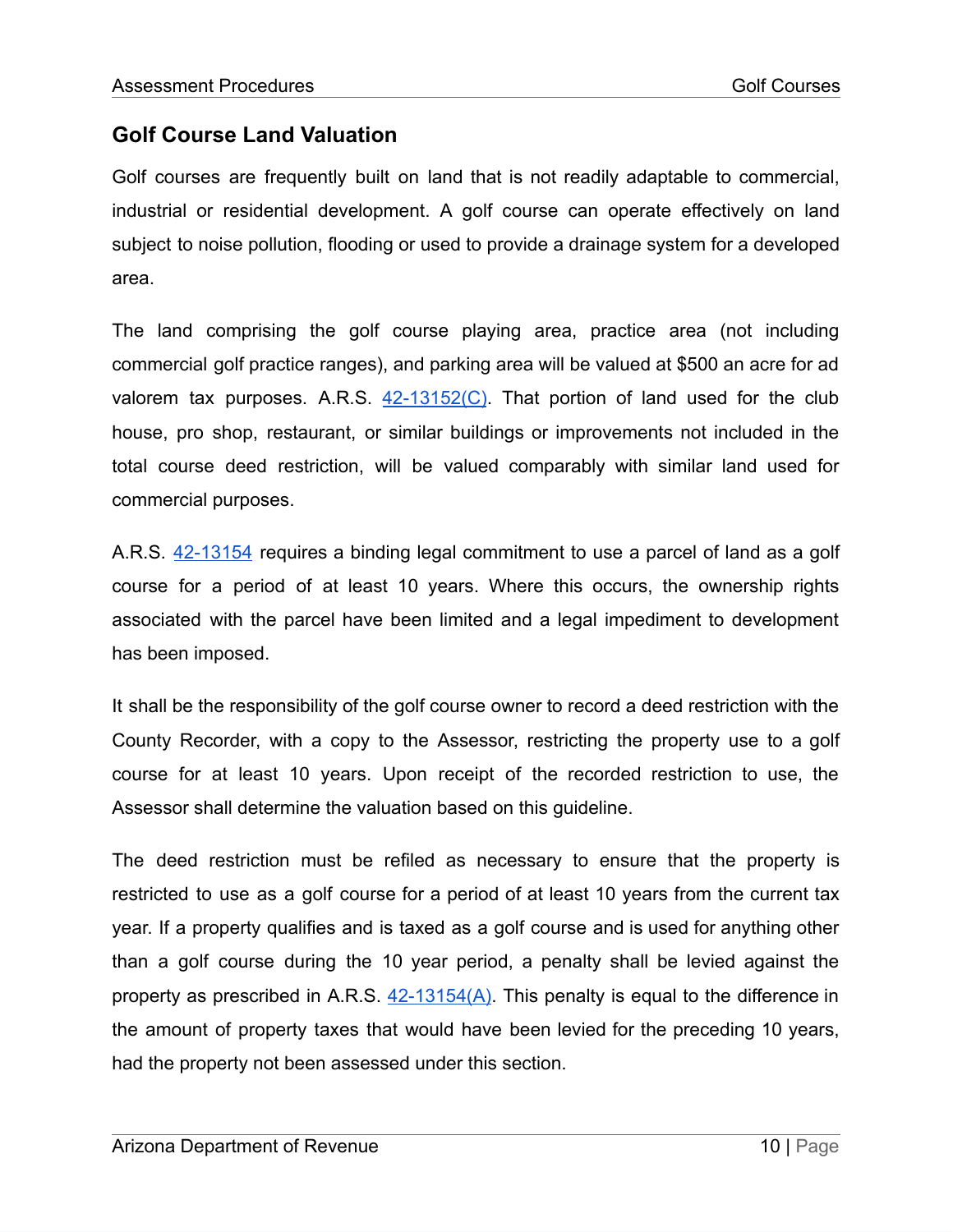## Golf Course Land Valuation

Golf courses are frequently built on land that is not readily adaptable to commercial, industrial or residential development. A golf course can operate effectively on land subject to noise pollution, flooding or used to provide a drainage system for a developed area.

The land comprising the golf course playing area, practice area (not including commercial golf practice ranges), and parking area will be valued at $500 an acre for ad valorem tax purposes. A.R.S. 42-13152(C). That portion of land used for the club house, pro shop, restaurant, or similar buildings or improvements not included in the total course deed restriction, will be valued comparably with similar land used for commercial purposes.

A.R.S. 42-13154 requires a binding legal commitment to use a parcel of land as a golf course for a period of at least 10 years. Where this occurs, the ownership rights associated with the parcel have been limited and a legal impediment to development has been imposed.

It shall be the responsibility of the golf course owner to record a deed restriction with the County Recorder, with a copy to the Assessor, restricting the property use to a golf course for at least 10 years. Upon receipt of the recorded restriction to use, the Assessor shall determine the valuation based on this guideline.

The deed restriction must be refiled as necessary to ensure that the property is restricted to use as a golf course for a period of at least 10 years from the current tax year. If a property qualifies and is taxed as a golf course and is used for anything other than a golf course during the 10 year period, a penalty shall be levied against the property as prescribed in A.R.S. 42-13154(A). This penalty is equal to the difference in the amount of property taxes that would have been levied for the preceding 10 years, had the property not been assessed under this section.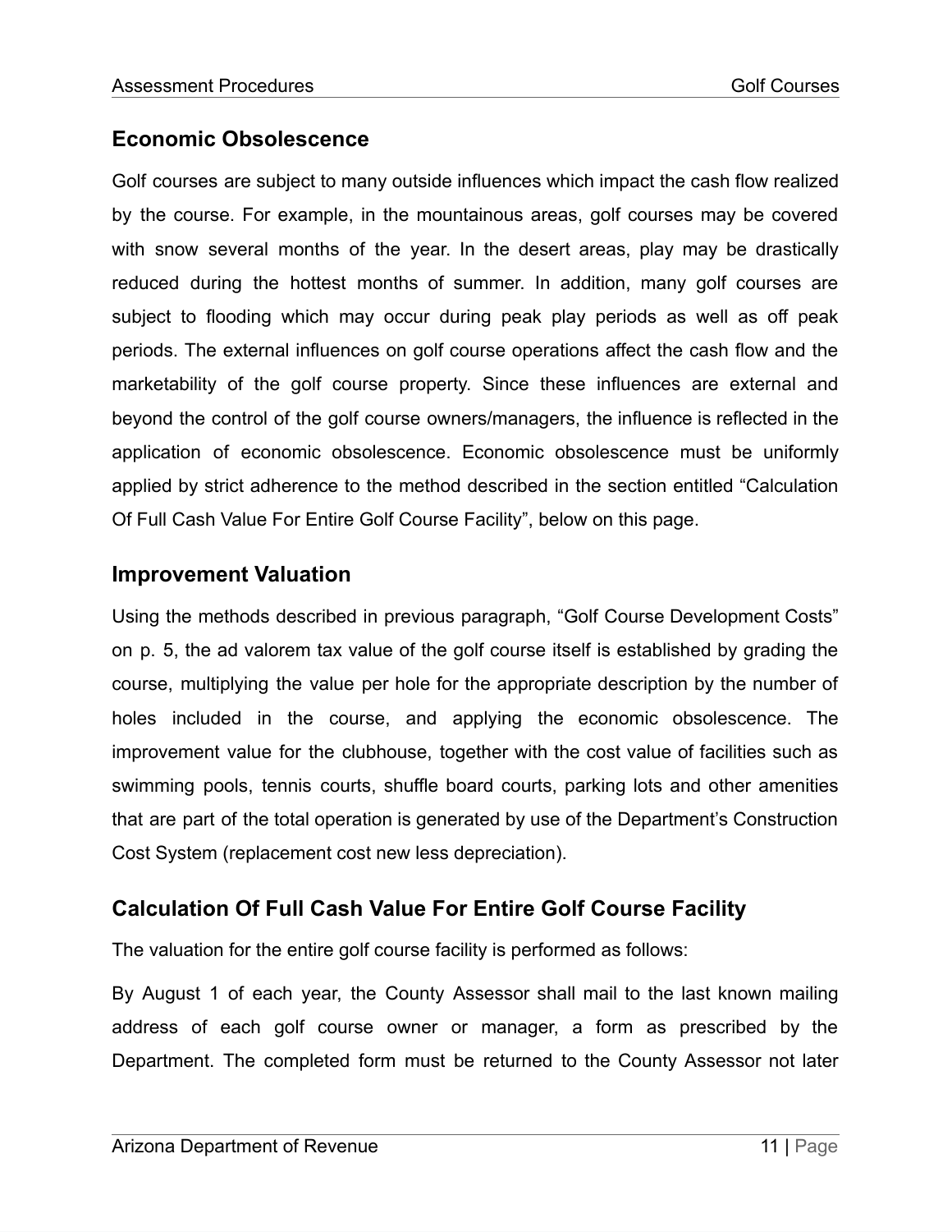## Economic Obsolescence

Golf courses are subject to many outside influences which impact the cash flow realized by the course. For example, in the mountainous areas, golf courses may be covered with snow several months of the year. In the desert areas, play may be drastically reduced during the hottest months of summer. In addition, many golf courses are subject to flooding which may occur during peak play periods as well as off peak periods. The external influences on golf course operations affect the cash flow and the marketability of the golf course property. Since these influences are external and beyond the control of the golf course owners/managers, the influence is reflected in the application of economic obsolescence. Economic obsolescence must be uniformly applied by strict adherence to the method described in the section entitled "Calculation Of Full Cash Value For Entire Golf Course Facility", below on this page.

## Improvement Valuation

Using the methods described in previous paragraph, "Golf Course Development Costs" on p. 5, the ad valorem tax value of the golf course itself is established by grading the course, multiplying the value per hole for the appropriate description by the number of holes included in the course, and applying the economic obsolescence. The improvement value for the clubhouse, together with the cost value of facilities such as swimming pools, tennis courts, shuffle board courts, parking lots and other amenities that are part of the total operation is generated by use of the Department's Construction Cost System (replacement cost new less depreciation).

## Calculation Of Full Cash Value For Entire Golf Course Facility

The valuation for the entire golf course facility is performed as follows:

By August 1 of each year, the County Assessor shall mail to the last known mailing address of each golf course owner or manager, a form as prescribed by the Department. The completed form must be returned to the County Assessor not later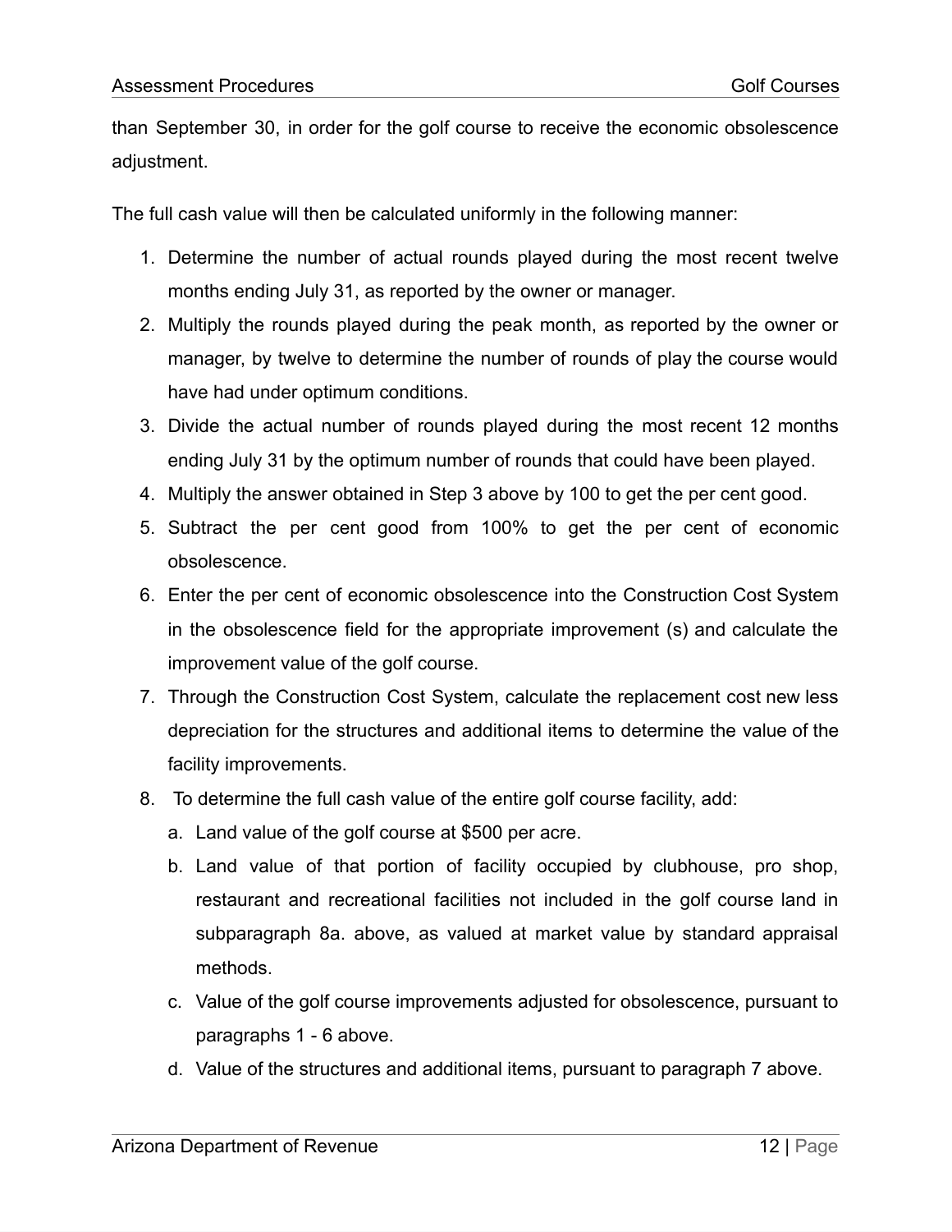than September 30, in order for the golf course to receive the economic obsolescence adjustment.

The full cash value will then be calculated uniformly in the following manner:

1. Determine the number of actual rounds played during the most recent twelve months ending July 31, as reported by the owner or manager.
2. Multiply the rounds played during the peak month, as reported by the owner or manager, by twelve to determine the number of rounds of play the course would have had under optimum conditions.
3. Divide the actual number of rounds played during the most recent 12 months ending July 31 by the optimum number of rounds that could have been played.
4. Multiply the answer obtained in Step 3 above by 100 to get the per cent good.
5. Subtract the per cent good from 100% to get the per cent of economic obsolescence.
6. Enter the per cent of economic obsolescence into the Construction Cost System in the obsolescence field for the appropriate improvement (s) and calculate the improvement value of the golf course.
7. Through the Construction Cost System, calculate the replacement cost new less depreciation for the structures and additional items to determine the value of the facility improvements.
8. To determine the full cash value of the entire golf course facility, add:
    a. Land value of the golf course at $500 per acre.
    b. Land value of that portion of facility occupied by clubhouse, pro shop, restaurant and recreational facilities not included in the golf course land in subparagraph 8a. above, as valued at market value by standard appraisal methods.
    c. Value of the golf course improvements adjusted for obsolescence, pursuant to paragraphs 1 - 6 above.
    d. Value of the structures and additional items, pursuant to paragraph 7 above.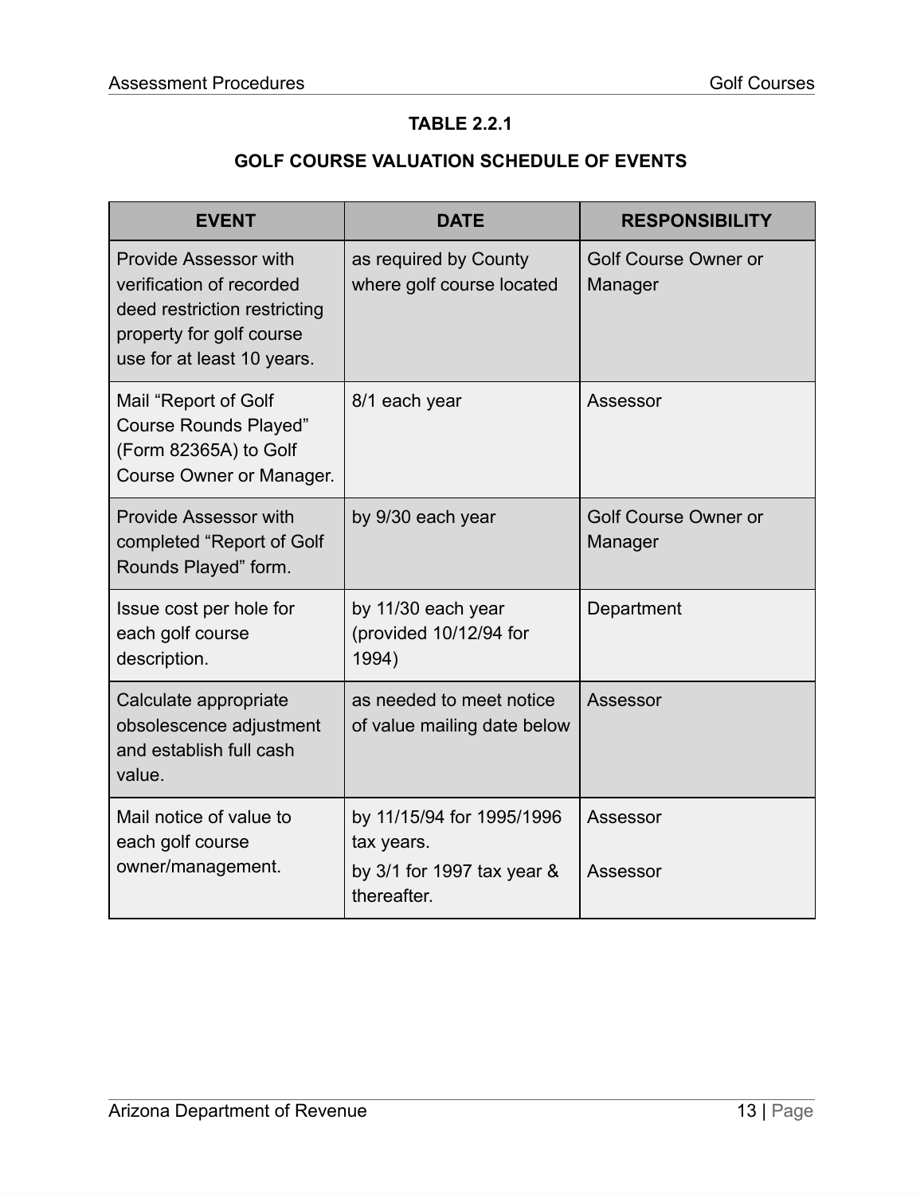**TABLE 2.2.1**

**GOLF COURSE VALUATION SCHEDULE OF EVENTS**

| EVENT | DATE | RESPONSIBILITY |
| --- | --- | --- |
| Provide Assessor with verification of recorded deed restriction restricting property for golf course use for at least 10 years. | as required by County where golf course located | Golf Course Owner or Manager |
| Mail "Report of Golf Course Rounds Played" (Form 82365A) to Golf Course Owner or Manager. | 8/1 each year | Assessor |
| Provide Assessor with completed "Report of Golf Rounds Played" form. | by 9/30 each year | Golf Course Owner or Manager |
| Issue cost per hole for each golf course description. | by 11/30 each year (provided 10/12/94 for 1994) | Department |
| Calculate appropriate obsolescence adjustment and establish full cash value. | as needed to meet notice of value mailing date below | Assessor |
| Mail notice of value to each golf course owner/management. | by 11/15/94 for 1995/1996 tax years. <br> by 3/1 for 1997 tax year & thereafter. | Assessor <br> Assessor |